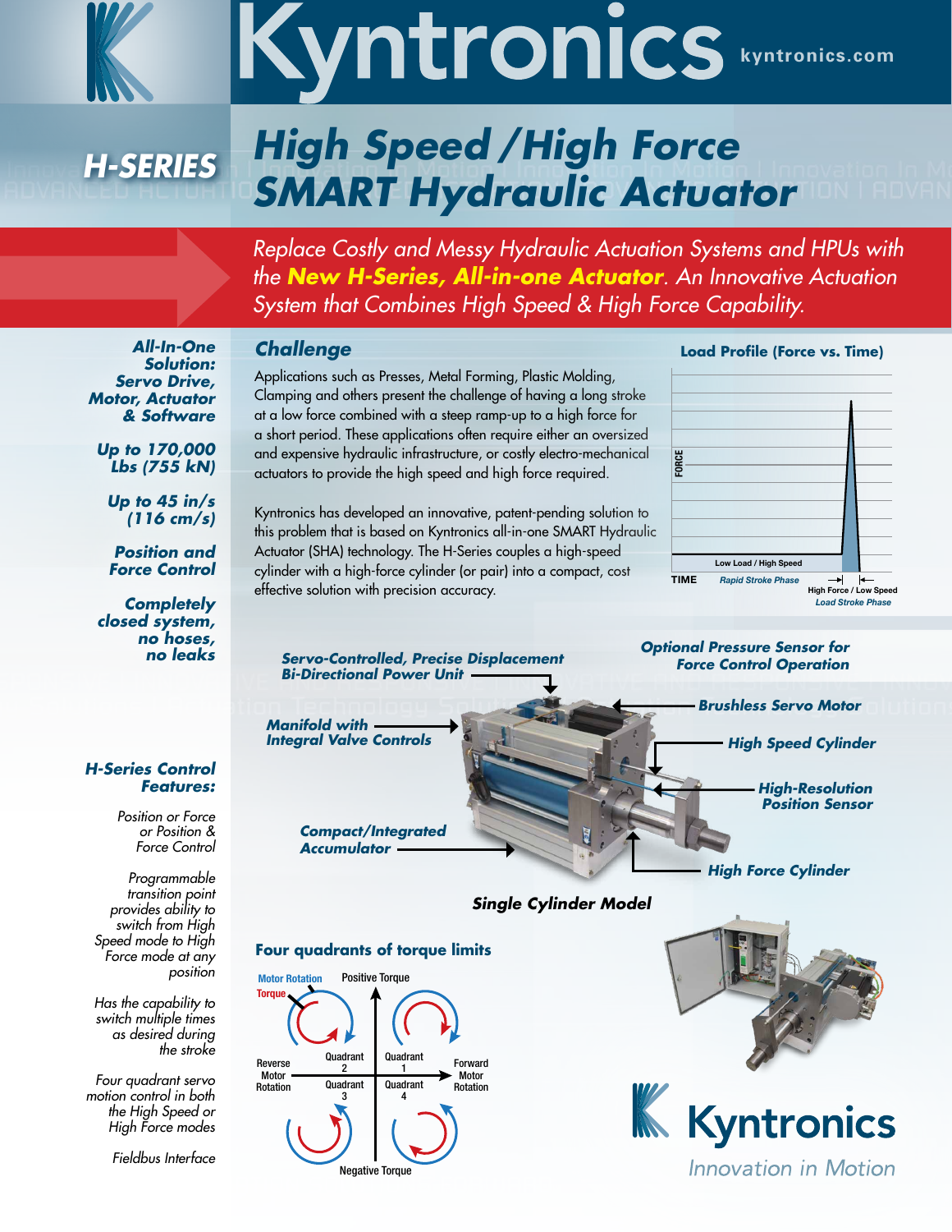# Kyntronics

kyntronics.com

## H-SERIES

# High Speed / High Force SMART Hydraulic Actuator

*Replace Costly and Messy Hydraulic Actuation Systems and HPUs with the* ***New H-Series, All-in-one Actuator****. An Innovative Actuation System that Combines High Speed & High Force Capability.*

**All-In-One Solution: Servo Drive, Motor, Actuator & Software**

**Up to 170,000 Lbs (755 kN)**

**Up to 45 in/s (116 cm/s)**

**Position and Force Control**

**Completely closed system, no hoses, no leaks**

## Challenge

Applications such as Presses, Metal Forming, Plastic Molding, Clamping and others present the challenge of having a long stroke at a low force combined with a steep ramp-up to a high force for a short period. These applications often require either an oversized and expensive hydraulic infrastructure, or costly electro-mechanical actuators to provide the high speed and high force required.

Kyntronics has developed an innovative, patent-pending solution to this problem that is based on Kyntronics all-in-one SMART Hydraulic Actuator (SHA) technology. The H-Series couples a high-speed cylinder with a high-force cylinder (or pair) into a compact, cost effective solution with precision accuracy.

### Load Profile (Force vs. Time)

FORCE — TIME

Low Load / High Speed — *Rapid Stroke Phase*

High Force / Low Speed — *Load Stroke Phase*

**Servo-Controlled, Precise Displacement Bi-Directional Power Unit**

**Optional Pressure Sensor for Force Control Operation**

**Brushless Servo Motor**

**Manifold with Integral Valve Controls**

**High Speed Cylinder**

**High-Resolution Position Sensor**

**Compact/Integrated Accumulator**

**High Force Cylinder**

**Single Cylinder Model**

### H-Series Control Features:

*Position or Force or Position & Force Control*

*Programmable transition point provides ability to switch from High Speed mode to High Force mode at any position*

*Has the capability to switch multiple times as desired during the stroke*

*Four quadrant servo motion control in both the High Speed or High Force modes*

*Fieldbus Interface*

### Four quadrants of torque limits

Motor Rotation — Torque

Positive Torque / Negative Torque

Reverse Motor Rotation / Forward Motor Rotation

Quadrant 1, Quadrant 2, Quadrant 3, Quadrant 4

**Kyntronics**

*Innovation in Motion*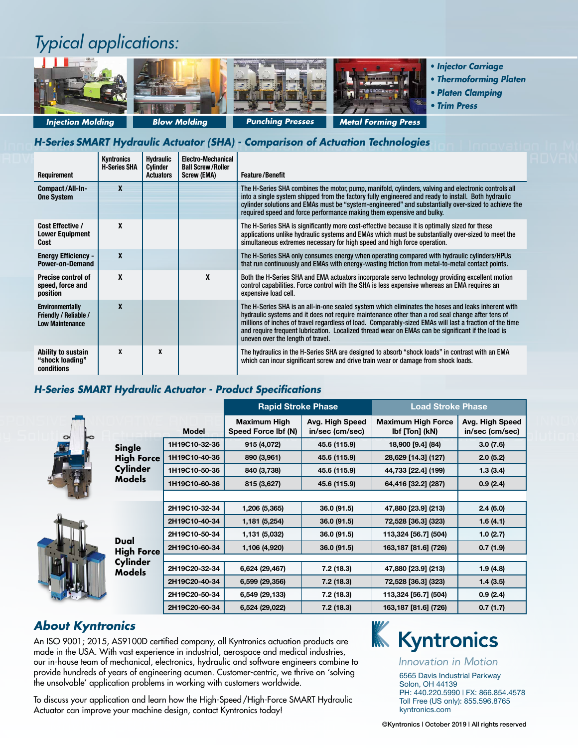## *Typical applications:*

**Injection Molding** | **Blow Molding** | **Punching Presses** | **Metal Forming Press**

- *Injector Carriage*
- *Thermoforming Platen*
- *Platen Clamping*
- *Trim Press*

## *H-Series SMART Hydraulic Actuator (SHA) - Comparison of Actuation Technologies*

| Requirement | Kyntronics H-Series SHA | Hydraulic Cylinder Actuators | Electro-Mechanical Ball Screw/Roller Screw (EMA) | Feature/Benefit |
|---|---|---|---|---|
| Compact/All-In-One System | X | | | The H-Series SHA combines the motor, pump, manifold, cylinders, valving and electronic controls all into a single system shipped from the factory fully engineered and ready to install. Both hydraulic cylinder solutions and EMAs must be "system-engineered" and substantially over-sized to achieve the required speed and force performance making them expensive and bulky. |
| Cost Effective / Lower Equipment Cost | X | | | The H-Series SHA is significantly more cost-effective because it is optimally sized for these applications unlike hydraulic systems and EMAs which must be substantially over-sized to meet the simultaneous extremes necessary for high speed and high force operation. |
| Energy Efficiency - Power-on-Demand | X | | | The H-Series SHA only consumes energy when operating compared with hydraulic cylinders/HPUs that run continuously and EMAs with energy-wasting friction from metal-to-metal contact points. |
| Precise control of speed, force and position | X | | X | Both the H-Series SHA and EMA actuators incorporate servo technology providing excellent motion control capabilities. Force control with the SHA is less expensive whereas an EMA requires an expensive load cell. |
| Environmentally Friendly / Reliable / Low Maintenance | X | | | The H-Series SHA is an all-in-one sealed system which eliminates the hoses and leaks inherent with hydraulic systems and it does not require maintenance other than a rod seal change after tens of millions of inches of travel regardless of load. Comparably-sized EMAs will last a fraction of the time and require frequent lubrication. Localized thread wear on EMAs can be significant if the load is uneven over the length of travel. |
| Ability to sustain "shock loading" conditions | X | X | | The hydraulics in the H-Series SHA are designed to absorb "shock loads" in contrast with an EMA which can incur significant screw and drive train wear or damage from shock loads. |

## *H-Series SMART Hydraulic Actuator - Product Specifications*

| | Model | Rapid Stroke Phase | | Load Stroke Phase | |
|---|---|---|---|---|---|
| | | Maximum High Speed Force lbf (N) | Avg. High Speed in/sec (cm/sec) | Maximum High Force lbf [Ton] (kN) | Avg. High Speed in/sec (cm/sec) |
| **Single High Force Cylinder Models** | 1H19C10-32-36 | 915 (4,072) | 45.6 (115.9) | 18,900 [9.4] (84) | 3.0 (7.6) |
| | 1H19C10-40-36 | 890 (3,961) | 45.6 (115.9) | 28,629 [14.3] (127) | 2.0 (5.2) |
| | 1H19C10-50-36 | 840 (3,738) | 45.6 (115.9) | 44,733 [22.4] (199) | 1.3 (3.4) |
| | 1H19C10-60-36 | 815 (3,627) | 45.6 (115.9) | 64,416 [32.2] (287) | 0.9 (2.4) |
| **Dual High Force Cylinder Models** | 2H19C10-32-34 | 1,206 (5,365) | 36.0 (91.5) | 47,880 [23.9] (213) | 2.4 (6.0) |
| | 2H19C10-40-34 | 1,181 (5,254) | 36.0 (91.5) | 72,528 [36.3] (323) | 1.6 (4.1) |
| | 2H19C10-50-34 | 1,131 (5,032) | 36.0 (91.5) | 113,324 [56.7] (504) | 1.0 (2.7) |
| | 2H19C10-60-34 | 1,106 (4,920) | 36.0 (91.5) | 163,187 [81.6] (726) | 0.7 (1.9) |
| | 2H19C20-32-34 | 6,624 (29,467) | 7.2 (18.3) | 47,880 [23.9] (213) | 1.9 (4.8) |
| | 2H19C20-40-34 | 6,599 (29,356) | 7.2 (18.3) | 72,528 [36.3] (323) | 1.4 (3.5) |
| | 2H19C20-50-34 | 6,549 (29,133) | 7.2 (18.3) | 113,324 [56.7] (504) | 0.9 (2.4) |
| | 2H19C20-60-34 | 6,524 (29,022) | 7.2 (18.3) | 163,187 [81.6] (726) | 0.7 (1.7) |

## *About Kyntronics*

An ISO 9001; 2015, AS9100D certified company, all Kyntronics actuation products are made in the USA. With vast experience in industrial, aerospace and medical industries, our in-house team of mechanical, electronics, hydraulic and software engineers combine to provide hundreds of years of engineering acumen. Customer-centric, we thrive on 'solving the unsolvable' application problems in working with customers worldwide.

To discuss your application and learn how the High-Speed/High-Force SMART Hydraulic Actuator can improve your machine design, contact Kyntronics today!

**Kyntronics**
*Innovation in Motion*

6565 Davis Industrial Parkway
Solon, OH 44139
PH: 440.220.5990 | FX: 866.854.4578
Toll Free (US only): 855.596.8765
kyntronics.com

©Kyntronics | October 2019 | All rights reserved